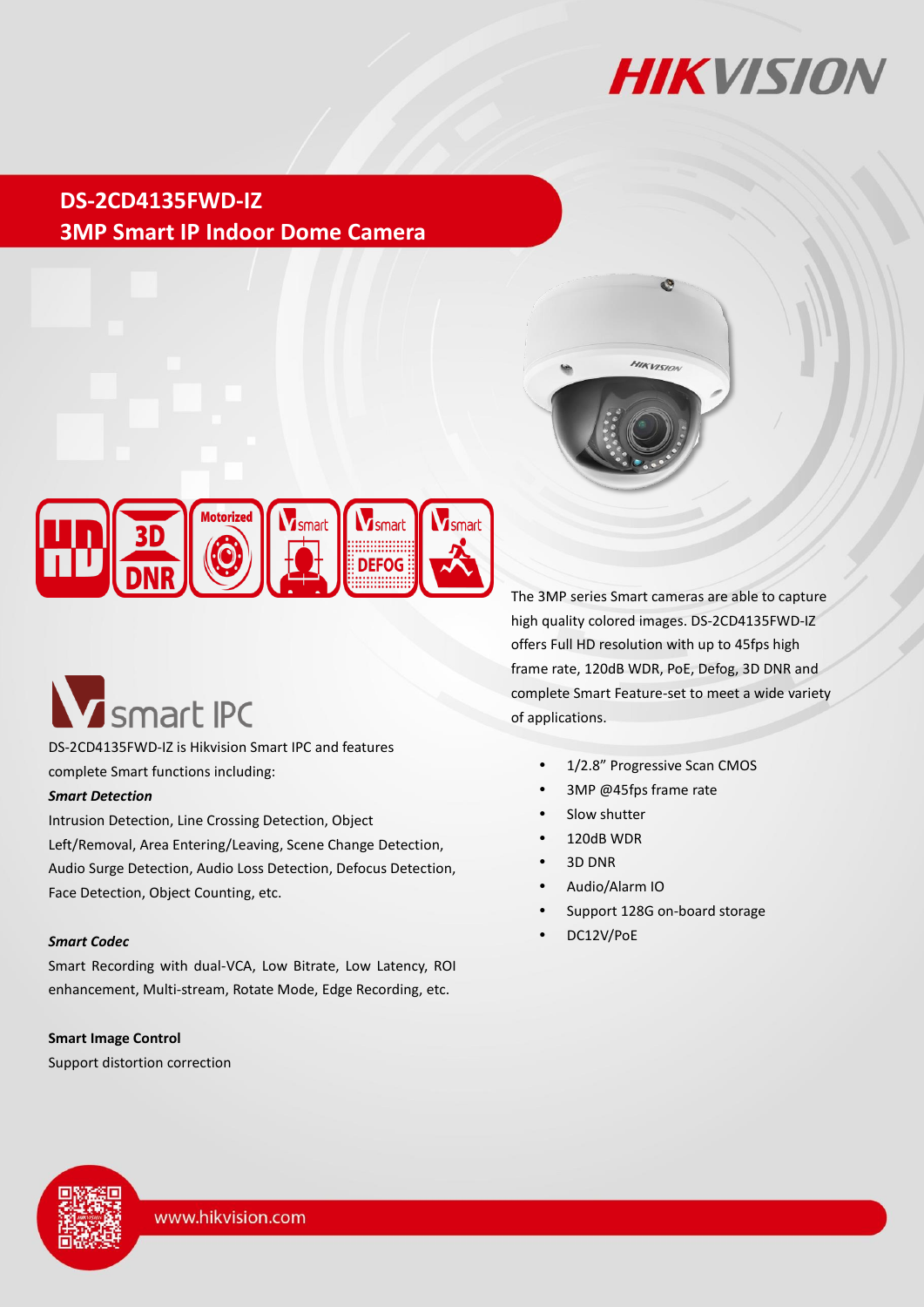# DS-2CD4135FWD-IZ

## 3MP Smart IP Indoor Dome Camera

The 3MP series Smart cameras are able to capture high quality colored images. DS-2CD4135FWD-IZ offers Full HD resolution with up to 45fps high frame rate, 120dB WDR, PoE, Defog, 3D DNR and complete Smart Feature-set to meet a wide variety of applications.

- 1/2.8" Progressive Scan CMOS
- 3MP @45fps frame rate
- Slow shutter
- 120dB WDR
- 3D DNR
- Audio/Alarm IO
- Support 128G on-board storage
- DC12V/PoE

## smart IPC

DS-2CD4135FWD-IZ is Hikvision Smart IPC and features complete Smart functions including:

***Smart Detection***

Intrusion Detection, Line Crossing Detection, Object Left/Removal, Area Entering/Leaving, Scene Change Detection, Audio Surge Detection, Audio Loss Detection, Defocus Detection, Face Detection, Object Counting, etc.

***Smart Codec***

Smart Recording with dual-VCA, Low Bitrate, Low Latency, ROI enhancement, Multi-stream, Rotate Mode, Edge Recording, etc.

**Smart Image Control**

Support distortion correction

www.hikvision.com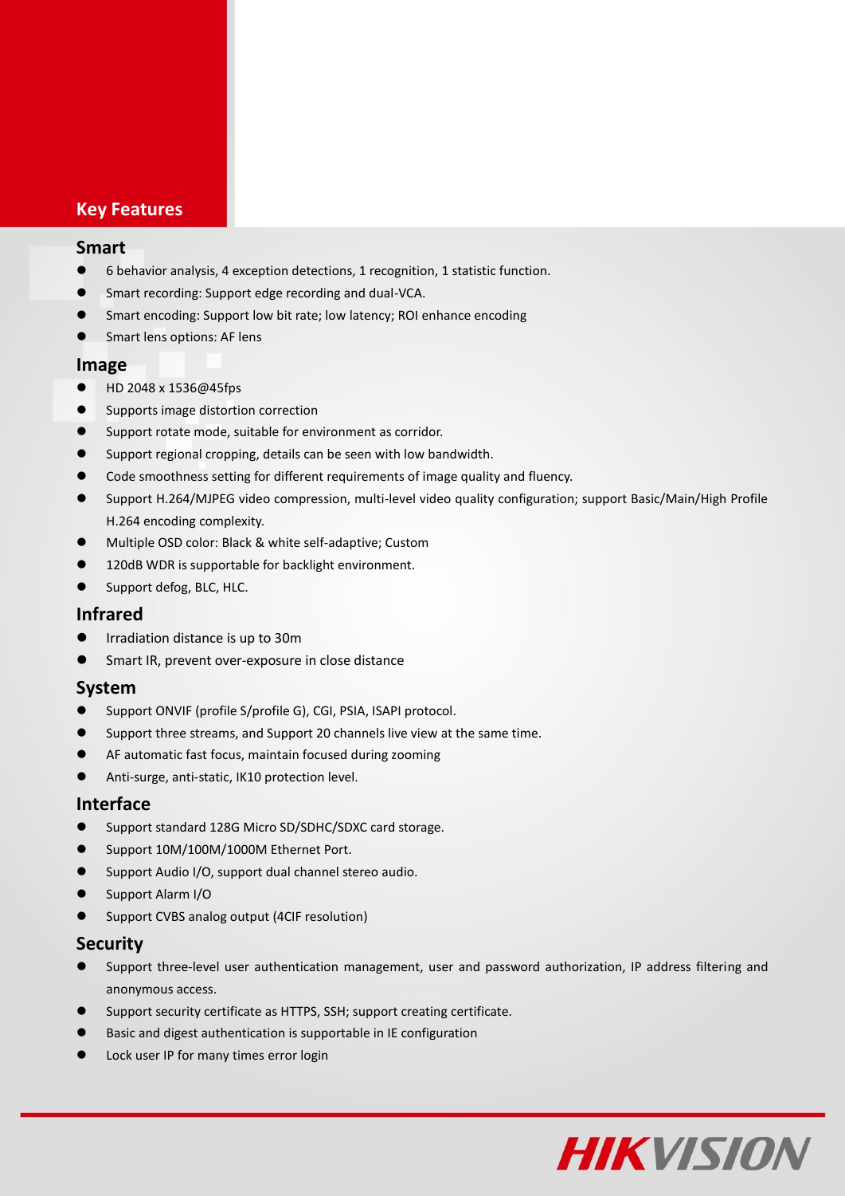## Key Features

### Smart

- 6 behavior analysis, 4 exception detections, 1 recognition, 1 statistic function.
- Smart recording: Support edge recording and dual-VCA.
- Smart encoding: Support low bit rate; low latency; ROI enhance encoding
- Smart lens options: AF lens

### Image

- HD 2048 x 1536@45fps
- Supports image distortion correction
- Support rotate mode, suitable for environment as corridor.
- Support regional cropping, details can be seen with low bandwidth.
- Code smoothness setting for different requirements of image quality and fluency.
- Support H.264/MJPEG video compression, multi-level video quality configuration; support Basic/Main/High Profile H.264 encoding complexity.
- Multiple OSD color: Black & white self-adaptive; Custom
- 120dB WDR is supportable for backlight environment.
- Support defog, BLC, HLC.

### Infrared

- Irradiation distance is up to 30m
- Smart IR, prevent over-exposure in close distance

### System

- Support ONVIF (profile S/profile G), CGI, PSIA, ISAPI protocol.
- Support three streams, and Support 20 channels live view at the same time.
- AF automatic fast focus, maintain focused during zooming
- Anti-surge, anti-static, IK10 protection level.

### Interface

- Support standard 128G Micro SD/SDHC/SDXC card storage.
- Support 10M/100M/1000M Ethernet Port.
- Support Audio I/O, support dual channel stereo audio.
- Support Alarm I/O
- Support CVBS analog output (4CIF resolution)

### Security

- Support three-level user authentication management, user and password authorization, IP address filtering and anonymous access.
- Support security certificate as HTTPS, SSH; support creating certificate.
- Basic and digest authentication is supportable in IE configuration
- Lock user IP for many times error login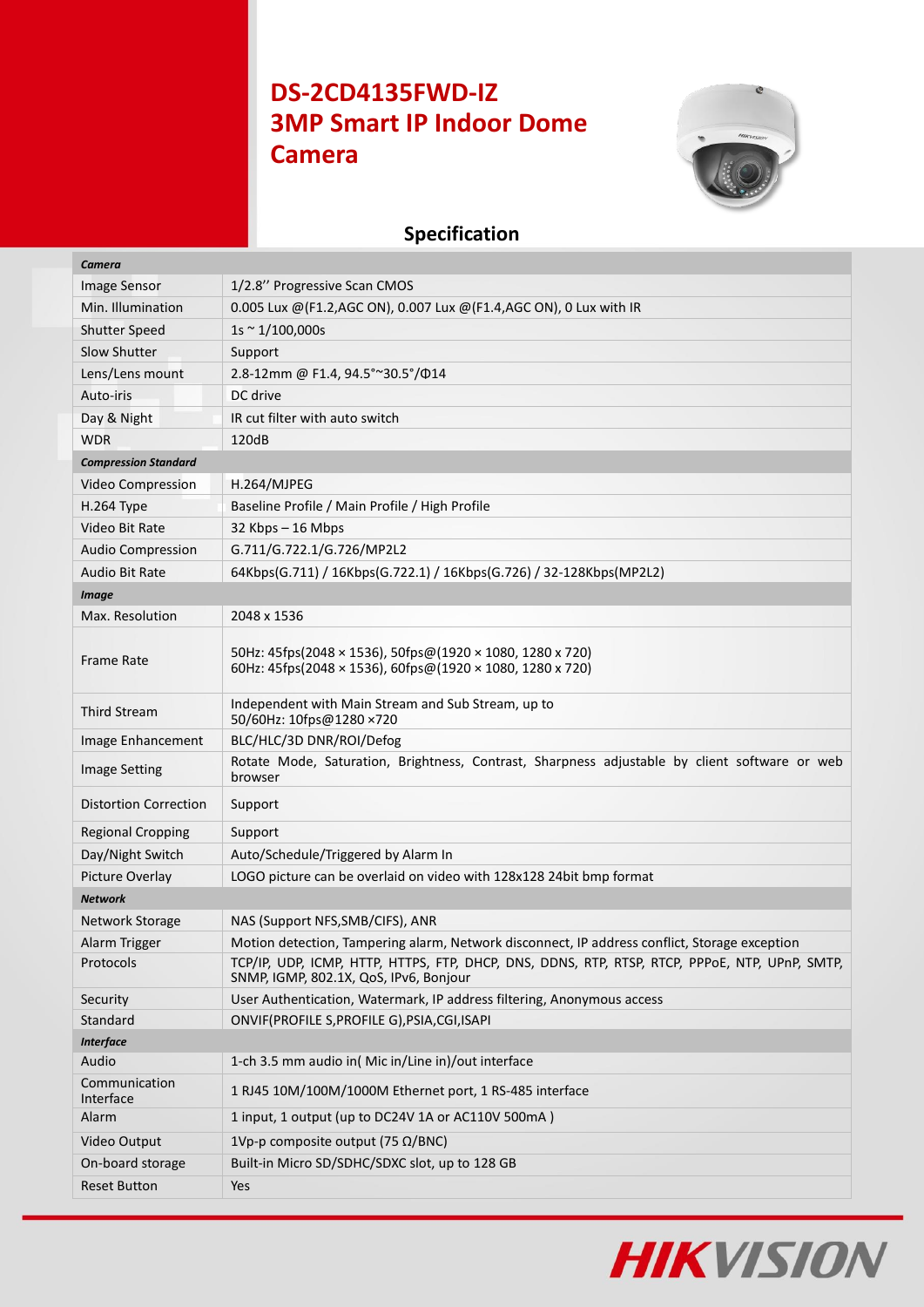# DS-2CD4135FWD-IZ
# 3MP Smart IP Indoor Dome Camera

## Specification

| *Camera* | |
|---|---|
| Image Sensor | 1/2.8'' Progressive Scan CMOS |
| Min. Illumination | 0.005 Lux @(F1.2,AGC ON), 0.007 Lux @(F1.4,AGC ON), 0 Lux with IR |
| Shutter Speed | 1s ~ 1/100,000s |
| Slow Shutter | Support |
| Lens/Lens mount | 2.8-12mm @ F1.4, 94.5°~30.5°/Φ14 |
| Auto-iris | DC drive |
| Day & Night | IR cut filter with auto switch |
| WDR | 120dB |
| ***Compression Standard*** | |
| Video Compression | H.264/MJPEG |
| H.264 Type | Baseline Profile / Main Profile / High Profile |
| Video Bit Rate | 32 Kbps – 16 Mbps |
| Audio Compression | G.711/G.722.1/G.726/MP2L2 |
| Audio Bit Rate | 64Kbps(G.711) / 16Kbps(G.722.1) / 16Kbps(G.726) / 32-128Kbps(MP2L2) |
| ***Image*** | |
| Max. Resolution | 2048 x 1536 |
| Frame Rate | 50Hz: 45fps(2048 × 1536), 50fps@(1920 × 1080, 1280 x 720)<br>60Hz: 45fps(2048 × 1536), 60fps@(1920 × 1080, 1280 x 720) |
| Third Stream | Independent with Main Stream and Sub Stream, up to 50/60Hz: 10fps@1280 ×720 |
| Image Enhancement | BLC/HLC/3D DNR/ROI/Defog |
| Image Setting | Rotate Mode, Saturation, Brightness, Contrast, Sharpness adjustable by client software or web browser |
| Distortion Correction | Support |
| Regional Cropping | Support |
| Day/Night Switch | Auto/Schedule/Triggered by Alarm In |
| Picture Overlay | LOGO picture can be overlaid on video with 128x128 24bit bmp format |
| ***Network*** | |
| Network Storage | NAS (Support NFS,SMB/CIFS), ANR |
| Alarm Trigger | Motion detection, Tampering alarm, Network disconnect, IP address conflict, Storage exception |
| Protocols | TCP/IP, UDP, ICMP, HTTP, HTTPS, FTP, DHCP, DNS, DDNS, RTP, RTSP, RTCP, PPPoE, NTP, UPnP, SMTP, SNMP, IGMP, 802.1X, QoS, IPv6, Bonjour |
| Security | User Authentication, Watermark, IP address filtering, Anonymous access |
| Standard | ONVIF(PROFILE S,PROFILE G),PSIA,CGI,ISAPI |
| ***Interface*** | |
| Audio | 1-ch 3.5 mm audio in( Mic in/Line in)/out interface |
| Communication Interface | 1 RJ45 10M/100M/1000M Ethernet port, 1 RS-485 interface |
| Alarm | 1 input, 1 output (up to DC24V 1A or AC110V 500mA ) |
| Video Output | 1Vp-p composite output (75 Ω/BNC) |
| On-board storage | Built-in Micro SD/SDHC/SDXC slot, up to 128 GB |
| Reset Button | Yes |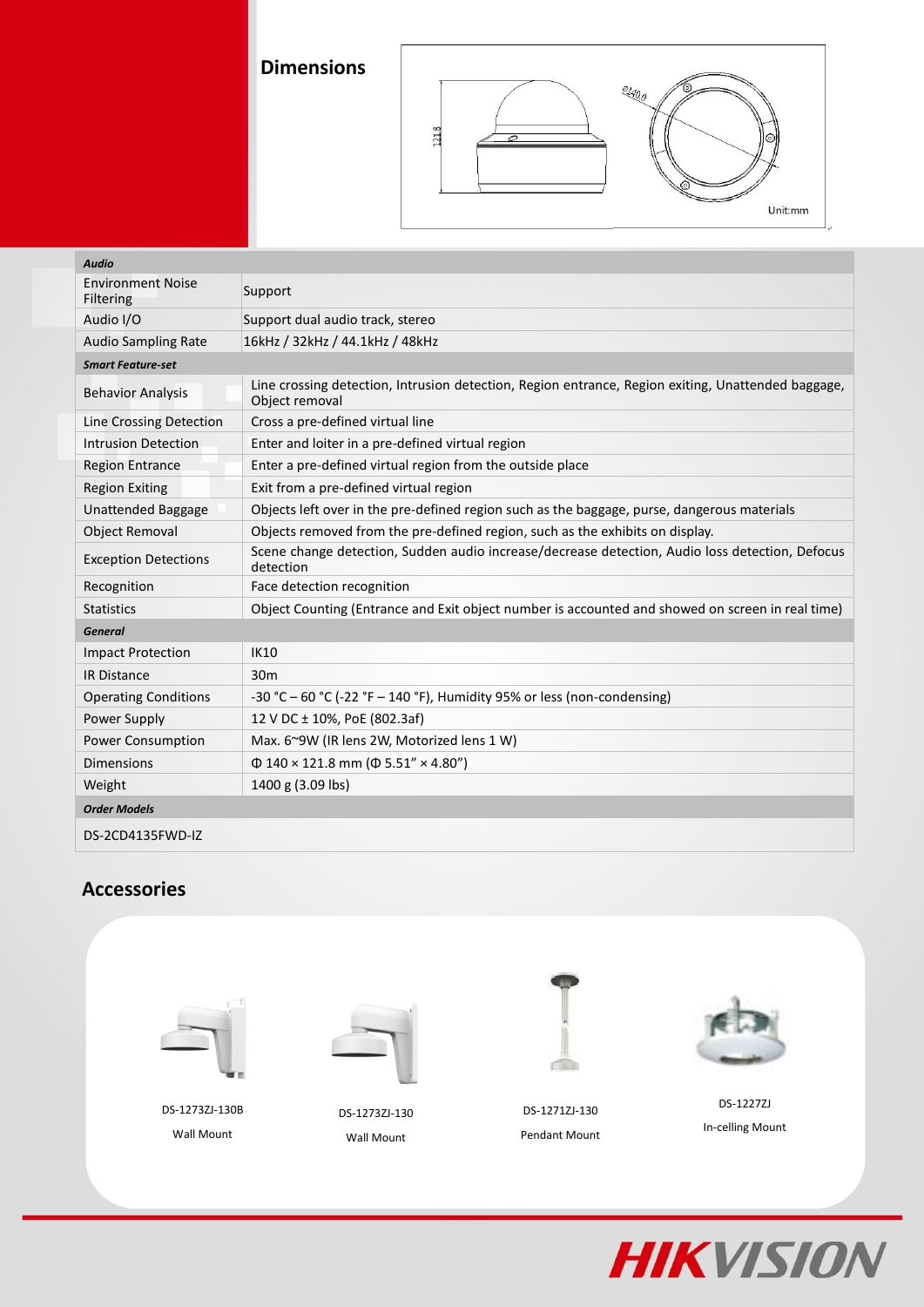## Dimensions

Φ140.0

121.8

Unit:mm

| | |
|---|---|
| ***Audio*** | |
| Environment Noise Filtering | Support |
| Audio I/O | Support dual audio track, stereo |
| Audio Sampling Rate | 16kHz / 32kHz / 44.1kHz / 48kHz |
| ***Smart Feature-set*** | |
| Behavior Analysis | Line crossing detection, Intrusion detection, Region entrance, Region exiting, Unattended baggage, Object removal |
| Line Crossing Detection | Cross a pre-defined virtual line |
| Intrusion Detection | Enter and loiter in a pre-defined virtual region |
| Region Entrance | Enter a pre-defined virtual region from the outside place |
| Region Exiting | Exit from a pre-defined virtual region |
| Unattended Baggage | Objects left over in the pre-defined region such as the baggage, purse, dangerous materials |
| Object Removal | Objects removed from the pre-defined region, such as the exhibits on display. |
| Exception Detections | Scene change detection, Sudden audio increase/decrease detection, Audio loss detection, Defocus detection |
| Recognition | Face detection recognition |
| Statistics | Object Counting (Entrance and Exit object number is accounted and showed on screen in real time) |
| ***General*** | |
| Impact Protection | IK10 |
| IR Distance | 30m |
| Operating Conditions | -30 °C – 60 °C (-22 °F – 140 °F), Humidity 95% or less (non-condensing) |
| Power Supply | 12 V DC ± 10%, PoE (802.3af) |
| Power Consumption | Max. 6~9W (IR lens 2W, Motorized lens 1 W) |
| Dimensions | Φ 140 × 121.8 mm (Φ 5.51" × 4.80") |
| Weight | 1400 g (3.09 lbs) |
| ***Order Models*** | |
| DS-2CD4135FWD-IZ | |

## Accessories

DS-1273ZJ-130B
Wall Mount

DS-1273ZJ-130
Wall Mount

DS-1271ZJ-130
Pendant Mount

DS-1227ZJ
In-celling Mount

HIKVISION